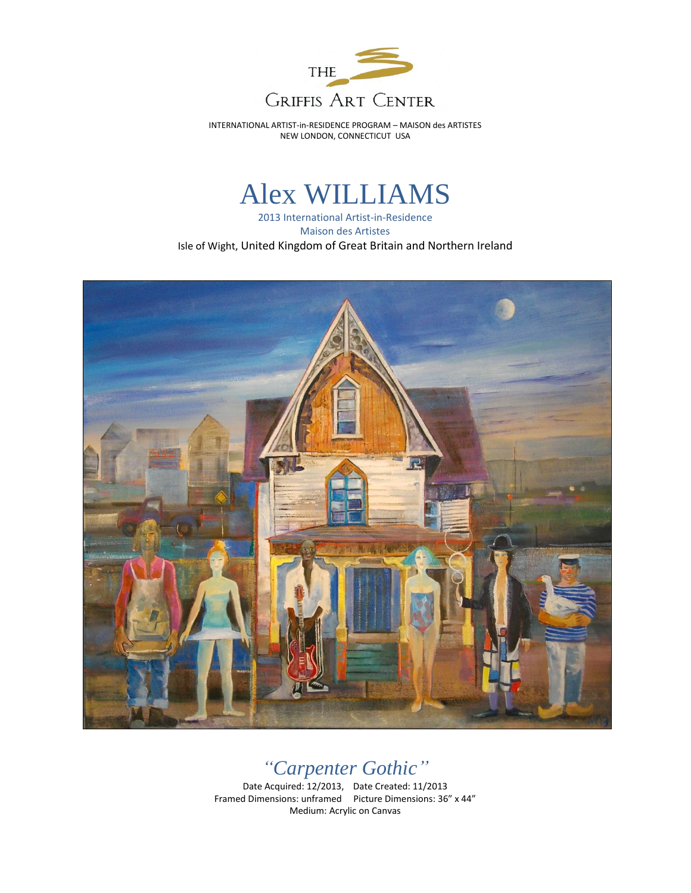THE

GRIFFIS ART CENTER

INTERNATIONAL ARTIST-in-RESIDENCE PROGRAM – MAISON des ARTISTES
NEW LONDON, CONNECTICUT USA

# Alex WILLIAMS

2013 International Artist-in-Residence
Maison des Artistes
Isle of Wight, United Kingdom of Great Britain and Northern Ireland

## *"Carpenter Gothic"*

Date Acquired: 12/2013, Date Created: 11/2013
Framed Dimensions: unframed Picture Dimensions: 36" x 44"
Medium: Acrylic on Canvas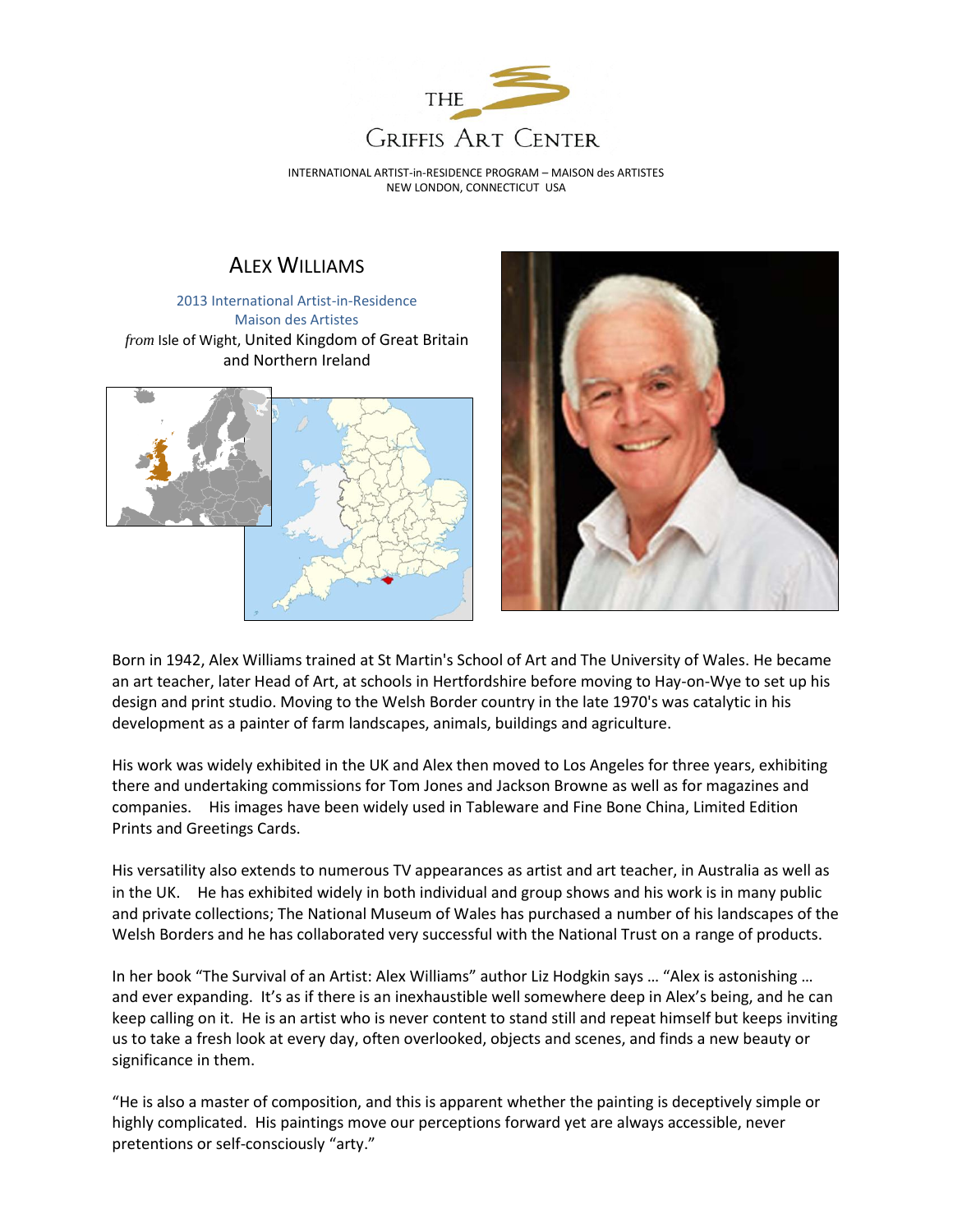THE

GRIFFIS ART CENTER

INTERNATIONAL ARTIST-in-RESIDENCE PROGRAM – MAISON des ARTISTES
NEW LONDON, CONNECTICUT USA

# ALEX WILLIAMS

2013 International Artist-in-Residence
Maison des Artistes
*from* Isle of Wight, United Kingdom of Great Britain and Northern Ireland

Born in 1942, Alex Williams trained at St Martin's School of Art and The University of Wales. He became an art teacher, later Head of Art, at schools in Hertfordshire before moving to Hay-on-Wye to set up his design and print studio. Moving to the Welsh Border country in the late 1970's was catalytic in his development as a painter of farm landscapes, animals, buildings and agriculture.

His work was widely exhibited in the UK and Alex then moved to Los Angeles for three years, exhibiting there and undertaking commissions for Tom Jones and Jackson Browne as well as for magazines and companies. His images have been widely used in Tableware and Fine Bone China, Limited Edition Prints and Greetings Cards.

His versatility also extends to numerous TV appearances as artist and art teacher, in Australia as well as in the UK. He has exhibited widely in both individual and group shows and his work is in many public and private collections; The National Museum of Wales has purchased a number of his landscapes of the Welsh Borders and he has collaborated very successful with the National Trust on a range of products.

In her book "The Survival of an Artist: Alex Williams" author Liz Hodgkin says … "Alex is astonishing … and ever expanding. It's as if there is an inexhaustible well somewhere deep in Alex's being, and he can keep calling on it. He is an artist who is never content to stand still and repeat himself but keeps inviting us to take a fresh look at every day, often overlooked, objects and scenes, and finds a new beauty or significance in them.

"He is also a master of composition, and this is apparent whether the painting is deceptively simple or highly complicated. His paintings move our perceptions forward yet are always accessible, never pretentions or self-consciously "arty."